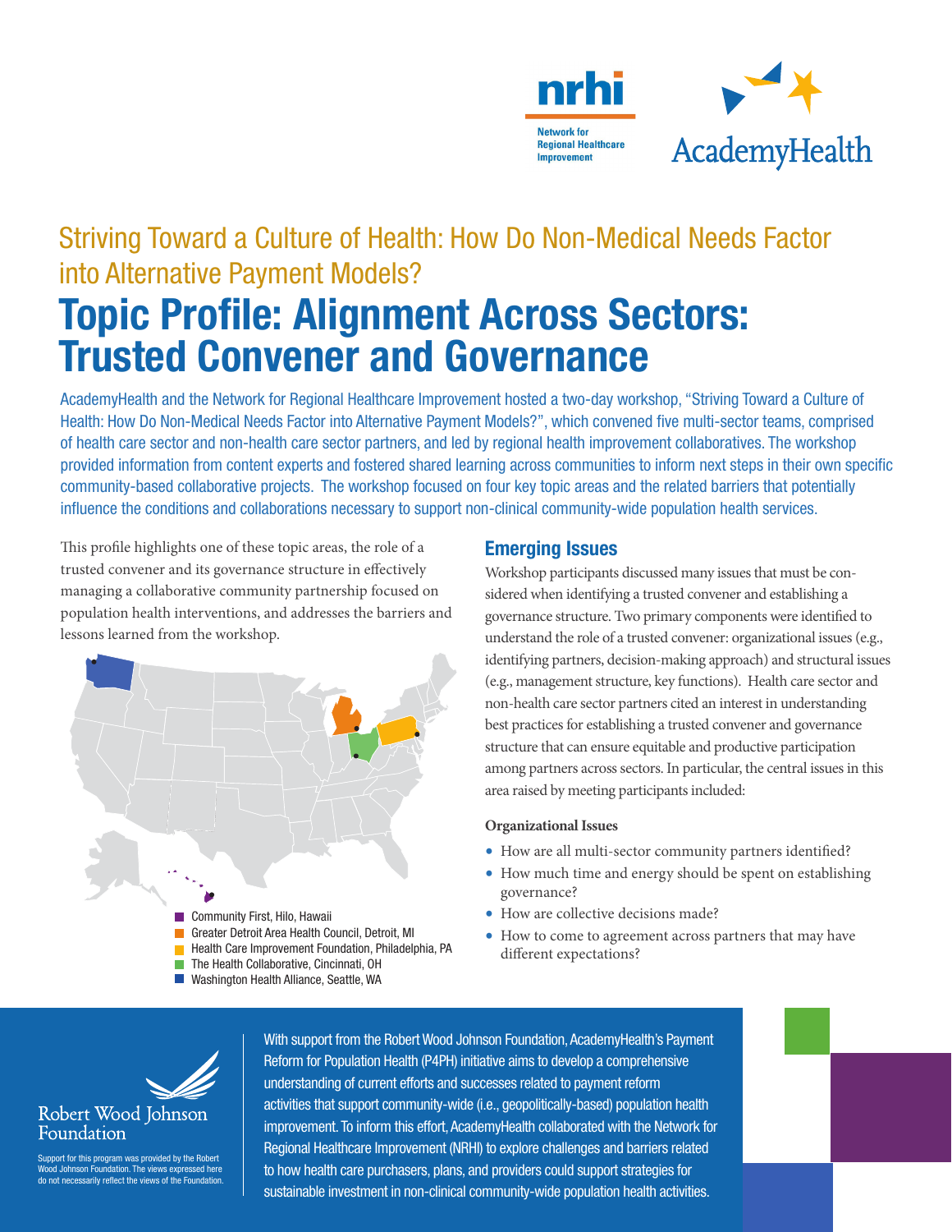nrhi

Network for Regional Healthcare Improvement

AcademyHealth

## Striving Toward a Culture of Health: How Do Non-Medical Needs Factor into Alternative Payment Models?

# Topic Profile: Alignment Across Sectors: Trusted Convener and Governance

AcademyHealth and the Network for Regional Healthcare Improvement hosted a two-day workshop, "Striving Toward a Culture of Health: How Do Non-Medical Needs Factor into Alternative Payment Models?", which convened five multi-sector teams, comprised of health care sector and non-health care sector partners, and led by regional health improvement collaboratives. The workshop provided information from content experts and fostered shared learning across communities to inform next steps in their own specific community-based collaborative projects. The workshop focused on four key topic areas and the related barriers that potentially influence the conditions and collaborations necessary to support non-clinical community-wide population health services.

This profile highlights one of these topic areas, the role of a trusted convener and its governance structure in effectively managing a collaborative community partnership focused on population health interventions, and addresses the barriers and lessons learned from the workshop.

- Community First, Hilo, Hawaii
- Greater Detroit Area Health Council, Detroit, MI
- Health Care Improvement Foundation, Philadelphia, PA
- The Health Collaborative, Cincinnati, OH
- Washington Health Alliance, Seattle, WA

## Emerging Issues

Workshop participants discussed many issues that must be considered when identifying a trusted convener and establishing a governance structure. Two primary components were identified to understand the role of a trusted convener: organizational issues (e.g., identifying partners, decision-making approach) and structural issues (e.g., management structure, key functions). Health care sector and non-health care sector partners cited an interest in understanding best practices for establishing a trusted convener and governance structure that can ensure equitable and productive participation among partners across sectors. In particular, the central issues in this area raised by meeting participants included:

**Organizational Issues**

- How are all multi-sector community partners identified?
- How much time and energy should be spent on establishing governance?
- How are collective decisions made?
- How to come to agreement across partners that may have different expectations?

Robert Wood Johnson Foundation

Support for this program was provided by the Robert Wood Johnson Foundation. The views expressed here do not necessarily reflect the views of the Foundation.

With support from the Robert Wood Johnson Foundation, AcademyHealth's Payment Reform for Population Health (P4PH) initiative aims to develop a comprehensive understanding of current efforts and successes related to payment reform activities that support community-wide (i.e., geopolitically-based) population health improvement. To inform this effort, AcademyHealth collaborated with the Network for Regional Healthcare Improvement (NRHI) to explore challenges and barriers related to how health care purchasers, plans, and providers could support strategies for sustainable investment in non-clinical community-wide population health activities.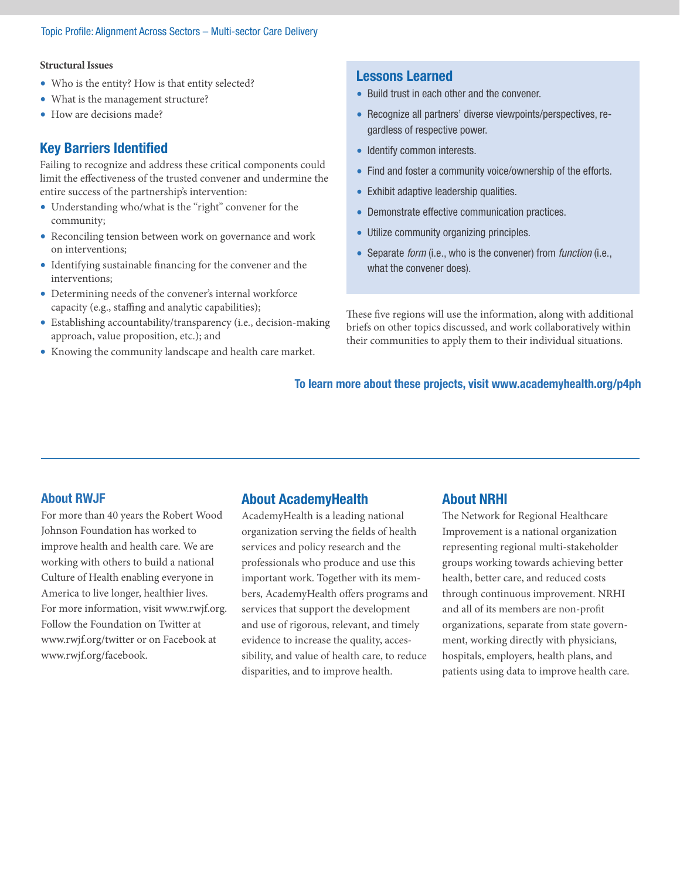**Structural Issues**

- Who is the entity? How is that entity selected?
- What is the management structure?
- How are decisions made?

## Key Barriers Identified

Failing to recognize and address these critical components could limit the effectiveness of the trusted convener and undermine the entire success of the partnership's intervention:

- Understanding who/what is the "right" convener for the community;
- Reconciling tension between work on governance and work on interventions;
- Identifying sustainable financing for the convener and the interventions;
- Determining needs of the convener's internal workforce capacity (e.g., staffing and analytic capabilities);
- Establishing accountability/transparency (i.e., decision-making approach, value proposition, etc.); and
- Knowing the community landscape and health care market.

## Lessons Learned

- Build trust in each other and the convener.
- Recognize all partners' diverse viewpoints/perspectives, regardless of respective power.
- Identify common interests.
- Find and foster a community voice/ownership of the efforts.
- Exhibit adaptive leadership qualities.
- Demonstrate effective communication practices.
- Utilize community organizing principles.
- Separate *form* (i.e., who is the convener) from *function* (i.e., what the convener does).

These five regions will use the information, along with additional briefs on other topics discussed, and work collaboratively within their communities to apply them to their individual situations.

**To learn more about these projects, visit www.academyhealth.org/p4ph**

## About RWJF

For more than 40 years the Robert Wood Johnson Foundation has worked to improve health and health care. We are working with others to build a national Culture of Health enabling everyone in America to live longer, healthier lives. For more information, visit www.rwjf.org. Follow the Foundation on Twitter at www.rwjf.org/twitter or on Facebook at www.rwjf.org/facebook.

## About AcademyHealth

AcademyHealth is a leading national organization serving the fields of health services and policy research and the professionals who produce and use this important work. Together with its members, AcademyHealth offers programs and services that support the development and use of rigorous, relevant, and timely evidence to increase the quality, accessibility, and value of health care, to reduce disparities, and to improve health.

## About NRHI

The Network for Regional Healthcare Improvement is a national organization representing regional multi-stakeholder groups working towards achieving better health, better care, and reduced costs through continuous improvement. NRHI and all of its members are non-profit organizations, separate from state government, working directly with physicians, hospitals, employers, health plans, and patients using data to improve health care.